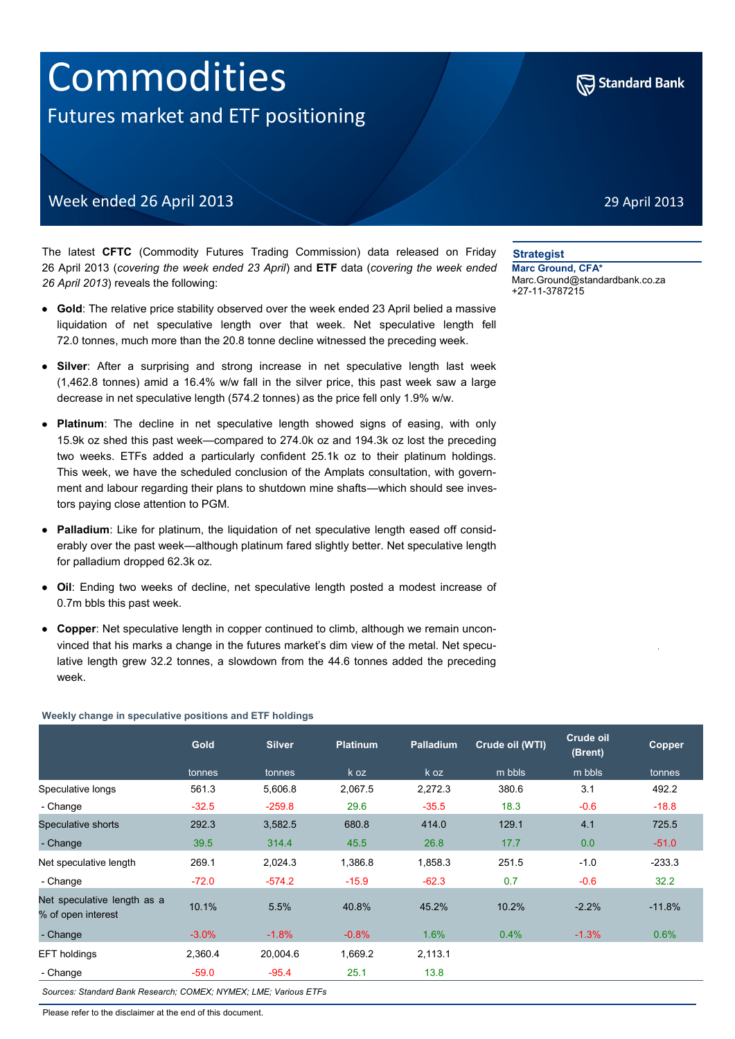# Commodities

## Futures market and ETF positioning

Week ended 26 April 2013

29 April 2013

**Strategist**

**Marc Ground, CFA***
Marc.Ground@standardbank.co.za
+27-11-3787215

The latest **CFTC** (Commodity Futures Trading Commission) data released on Friday 26 April 2013 (*covering the week ended 23 April*) and **ETF** data (*covering the week ended 26 April 2013*) reveals the following:

- **Gold**: The relative price stability observed over the week ended 23 April belied a massive liquidation of net speculative length over that week. Net speculative length fell 72.0 tonnes, much more than the 20.8 tonne decline witnessed the preceding week.
- **Silver**: After a surprising and strong increase in net speculative length last week (1,462.8 tonnes) amid a 16.4% w/w fall in the silver price, this past week saw a large decrease in net speculative length (574.2 tonnes) as the price fell only 1.9% w/w.
- **Platinum**: The decline in net speculative length showed signs of easing, with only 15.9k oz shed this past week—compared to 274.0k oz and 194.3k oz lost the preceding two weeks. ETFs added a particularly confident 25.1k oz to their platinum holdings. This week, we have the scheduled conclusion of the Amplats consultation, with government and labour regarding their plans to shutdown mine shafts—which should see investors paying close attention to PGM.
- **Palladium**: Like for platinum, the liquidation of net speculative length eased off considerably over the past week—although platinum fared slightly better. Net speculative length for palladium dropped 62.3k oz.
- **Oil**: Ending two weeks of decline, net speculative length posted a modest increase of 0.7m bbls this past week.
- **Copper**: Net speculative length in copper continued to climb, although we remain unconvinced that his marks a change in the futures market's dim view of the metal. Net speculative length grew 32.2 tonnes, a slowdown from the 44.6 tonnes added the preceding week.

**Weekly change in speculative positions and ETF holdings**

| | Gold | Silver | Platinum | Palladium | Crude oil (WTI) | Crude oil (Brent) | Copper |
|---|---|---|---|---|---|---|---|
| | tonnes | tonnes | k oz | k oz | m bbls | m bbls | tonnes |
| Speculative longs | 561.3 | 5,606.8 | 2,067.5 | 2,272.3 | 380.6 | 3.1 | 492.2 |
| - Change | -32.5 | -259.8 | 29.6 | -35.5 | 18.3 | -0.6 | -18.8 |
| Speculative shorts | 292.3 | 3,582.5 | 680.8 | 414.0 | 129.1 | 4.1 | 725.5 |
| - Change | 39.5 | 314.4 | 45.5 | 26.8 | 17.7 | 0.0 | -51.0 |
| Net speculative length | 269.1 | 2,024.3 | 1,386.8 | 1,858.3 | 251.5 | -1.0 | -233.3 |
| - Change | -72.0 | -574.2 | -15.9 | -62.3 | 0.7 | -0.6 | 32.2 |
| Net speculative length as a % of open interest | 10.1% | 5.5% | 40.8% | 45.2% | 10.2% | -2.2% | -11.8% |
| - Change | -3.0% | -1.8% | -0.8% | 1.6% | 0.4% | -1.3% | 0.6% |
| EFT holdings | 2,360.4 | 20,004.6 | 1,669.2 | 2,113.1 | | | |
| - Change | -59.0 | -95.4 | 25.1 | 13.8 | | | |

*Sources: Standard Bank Research; COMEX; NYMEX; LME; Various ETFs*

Please refer to the disclaimer at the end of this document.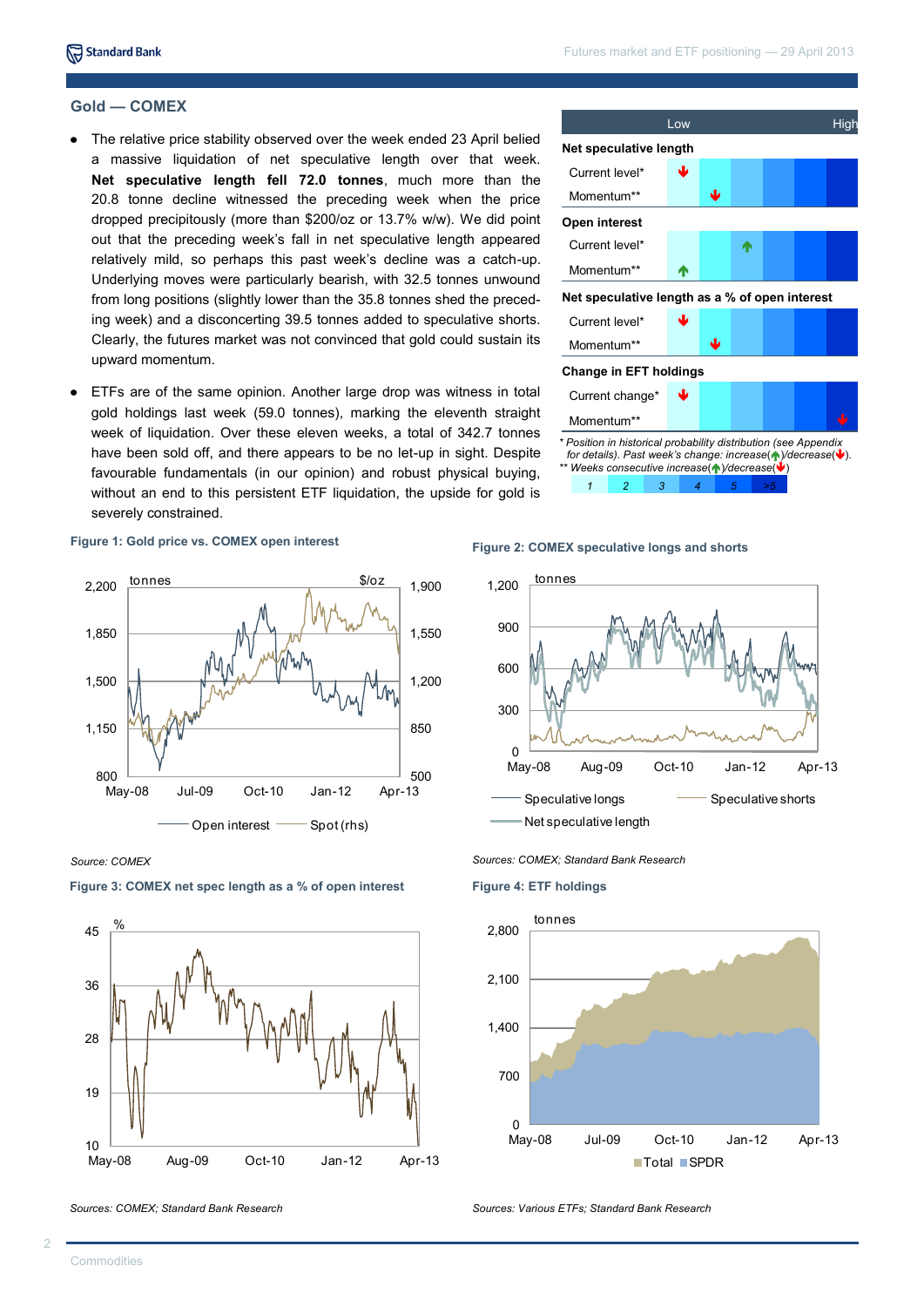## Gold — COMEX

- The relative price stability observed over the week ended 23 April belied a massive liquidation of net speculative length over that week. **Net speculative length fell 72.0 tonnes**, much more than the 20.8 tonne decline witnessed the preceding week when the price dropped precipitously (more than $200/oz or 13.7% w/w). We did point out that the preceding week's fall in net speculative length appeared relatively mild, so perhaps this past week's decline was a catch-up. Underlying moves were particularly bearish, with 32.5 tonnes unwound from long positions (slightly lower than the 35.8 tonnes shed the preceding week) and a disconcerting 39.5 tonnes added to speculative shorts. Clearly, the futures market was not convinced that gold could sustain its upward momentum.
- ETFs are of the same opinion. Another large drop was witness in total gold holdings last week (59.0 tonnes), marking the eleventh straight week of liquidation. Over these eleven weeks, a total of 342.7 tonnes have been sold off, and there appears to be no let-up in sight. Despite favourable fundamentals (in our opinion) and robust physical buying, without an end to this persistent ETF liquidation, the upside for gold is severely constrained.

| | Low | | | | | High |
|---|---|---|---|---|---|---|
| **Net speculative length** | | | | | | |
| Current level* | ↓ | | | | | |
| Momentum** | | ↓ | | | | |
| **Open interest** | | | | | | |
| Current level* | | | ↑ | | | |
| Momentum** | ↑ | | | | | |
| **Net speculative length as a % of open interest** | | | | | | |
| Current level* | ↓ | | | | | |
| Momentum** | | ↓ | | | | |
| **Change in EFT holdings** | | | | | | |
| Current change* | ↓ | | | | | |
| Momentum** | | | | | | ↓ |

*\* Position in historical probability distribution (see Appendix for details). Past week's change: increase(↑)/decrease(↓).*
*\*\* Weeks consecutive increase(↑)/decrease(↓)*

| 1 | 2 | 3 | 4 | 5 | >5 |
|---|---|---|---|---|---|

**Figure 1: Gold price vs. COMEX open interest**

Source: COMEX

**Figure 2: COMEX speculative longs and shorts**

Sources: COMEX; Standard Bank Research

**Figure 3: COMEX net spec length as a % of open interest**

Sources: COMEX; Standard Bank Research

**Figure 4: ETF holdings**

Sources: Various ETFs; Standard Bank Research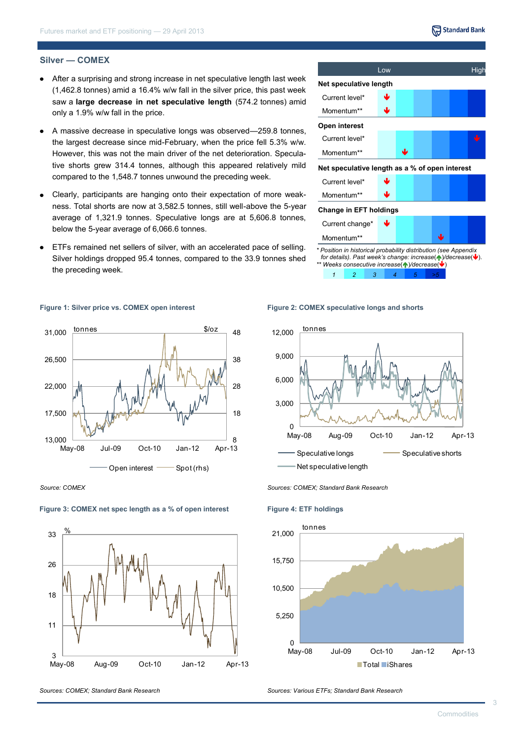## Silver — COMEX

- After a surprising and strong increase in net speculative length last week (1,462.8 tonnes) amid a 16.4% w/w fall in the silver price, this past week saw a **large decrease in net speculative length** (574.2 tonnes) amid only a 1.9% w/w fall in the price.
- A massive decrease in speculative longs was observed—259.8 tonnes, the largest decrease since mid-February, when the price fell 5.3% w/w. However, this was not the main driver of the net deterioration. Speculative shorts grew 314.4 tonnes, although this appeared relatively mild compared to the 1,548.7 tonnes unwound the preceding week.
- Clearly, participants are hanging onto their expectation of more weakness. Total shorts are now at 3,582.5 tonnes, still well-above the 5-year average of 1,321.9 tonnes. Speculative longs are at 5,606.8 tonnes, below the 5-year average of 6,066.6 tonnes.
- ETFs remained net sellers of silver, with an accelerated pace of selling. Silver holdings dropped 95.4 tonnes, compared to the 33.9 tonnes shed the preceding week.

| | Low | | | | | High |
|---|---|---|---|---|---|---|
| **Net speculative length** | | | | | | |
| Current level* | ↓ | | | | | |
| Momentum** | ↓ | | | | | |
| **Open interest** | | | | | | |
| Current level* | | | | | | ↓ |
| Momentum** | | ↓ | | | | |
| **Net speculative length as a % of open interest** | | | | | | |
| Current level* | ↓ | | | | | |
| Momentum** | ↓ | | | | | |
| **Change in EFT holdings** | | | | | | |
| Current change* | ↓ | | | | | |
| Momentum** | | | | ↓ | | |

*\* Position in historical probability distribution (see Appendix for details). Past week's change: increase(↑)/decrease(↓).*
*\*\* Weeks consecutive increase(↑)/decrease(↓)*

1 | 2 | 3 | 4 | 5 | >5

**Figure 1: Silver price vs. COMEX open interest**

Source: COMEX

**Figure 2: COMEX speculative longs and shorts**

Sources: COMEX; Standard Bank Research

**Figure 3: COMEX net spec length as a % of open interest**

Sources: COMEX; Standard Bank Research

**Figure 4: ETF holdings**

Sources: Various ETFs; Standard Bank Research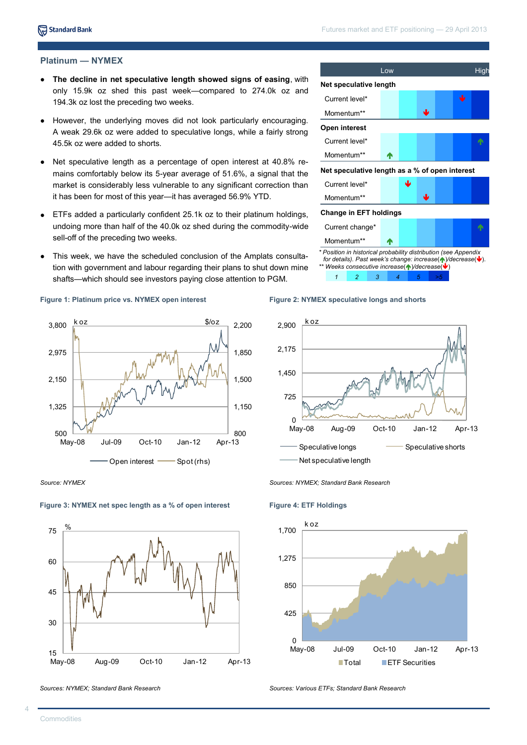## Platinum — NYMEX

- **The decline in net speculative length showed signs of easing**, with only 15.9k oz shed this past week—compared to 274.0k oz and 194.3k oz lost the preceding two weeks.
- However, the underlying moves did not look particularly encouraging. A weak 29.6k oz were added to speculative longs, while a fairly strong 45.5k oz were added to shorts.
- Net speculative length as a percentage of open interest at 40.8% remains comfortably below its 5-year average of 51.6%, a signal that the market is considerably less vulnerable to any significant correction than it has been for most of this year—it has averaged 56.9% YTD.
- ETFs added a particularly confident 25.1k oz to their platinum holdings, undoing more than half of the 40.0k oz shed during the commodity-wide sell-off of the preceding two weeks.
- This week, we have the scheduled conclusion of the Amplats consultation with government and labour regarding their plans to shut down mine shafts—which should see investors paying close attention to PGM.

| | Low | | | | | High |
|---|---|---|---|---|---|---|
| **Net speculative length** | | | | | | |
| Current level* | | | | | ↓ | |
| Momentum** | | | ↓ | | | |
| **Open interest** | | | | | | |
| Current level* | | | | | ↑ | |
| Momentum** | ↑ | | | | | |
| **Net speculative length as a % of open interest** | | | | | | |
| Current level* | | ↓ | | | | |
| Momentum** | | | ↓ | | | |
| **Change in EFT holdings** | | | | | | |
| Current change* | | | | | ↑ | |
| Momentum** | ↑ | | | | | |
| | 1 | 2 | 3 | 4 | 5 | >5 |

*\* Position in historical probability distribution (see Appendix for details). Past week's change: increase(↑)/decrease(↓).*
*\*\* Weeks consecutive increase(↑)/decrease(↓)*

**Figure 1: Platinum price vs. NYMEX open interest**

*Source: NYMEX*

**Figure 2: NYMEX speculative longs and shorts**

*Sources: NYMEX; Standard Bank Research*

**Figure 3: NYMEX net spec length as a % of open interest**

*Sources: NYMEX; Standard Bank Research*

**Figure 4: ETF Holdings**

*Sources: Various ETFs; Standard Bank Research*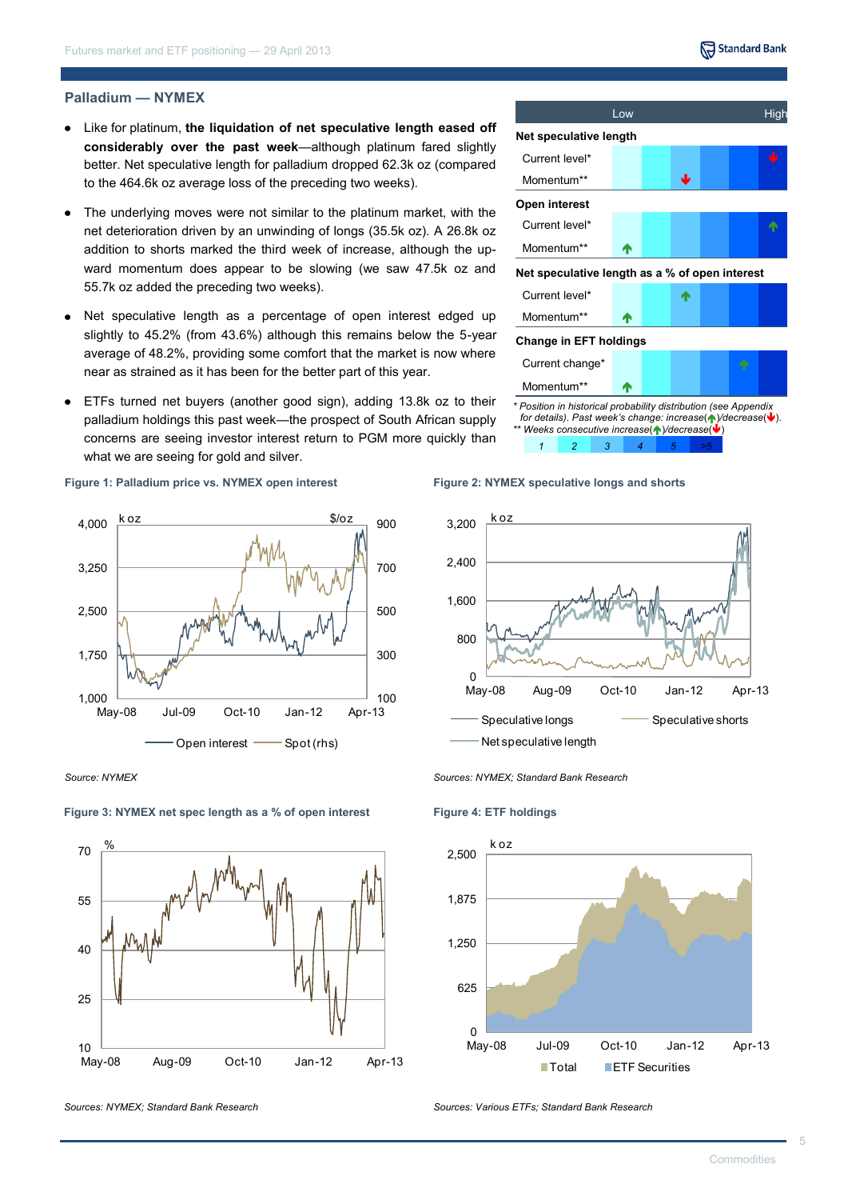## Palladium — NYMEX

- Like for platinum, **the liquidation of net speculative length eased off considerably over the past week**—although platinum fared slightly better. Net speculative length for palladium dropped 62.3k oz (compared to the 464.6k oz average loss of the preceding two weeks).
- The underlying moves were not similar to the platinum market, with the net deterioration driven by an unwinding of longs (35.5k oz). A 26.8k oz addition to shorts marked the third week of increase, although the upward momentum does appear to be slowing (we saw 47.5k oz and 55.7k oz added the preceding two weeks).
- Net speculative length as a percentage of open interest edged up slightly to 45.2% (from 43.6%) although this remains below the 5-year average of 48.2%, providing some comfort that the market is now where near as strained as it has been for the better part of this year.
- ETFs turned net buyers (another good sign), adding 13.8k oz to their palladium holdings this past week—the prospect of South African supply concerns are seeing investor interest return to PGM more quickly than what we are seeing for gold and silver.

| | Low | | | | | High |
|---|---|---|---|---|---|---|
| **Net speculative length** | | | | | | |
| Current level* | | | | | | ↓ |
| Momentum** | | | ↓ | | | |
| **Open interest** | | | | | | |
| Current level* | | | | | | ↑ |
| Momentum** | ↑ | | | | | |
| **Net speculative length as a % of open interest** | | | | | | |
| Current level* | | | ↑ | | | |
| Momentum** | ↑ | | | | | |
| **Change in EFT holdings** | | | | | | |
| Current change* | | | | | ↑ | |
| Momentum** | ↑ | | | | | |

*\* Position in historical probability distribution (see Appendix for details). Past week's change: increase(↑)/decrease(↓).*
*\*\* Weeks consecutive increase(↑)/decrease(↓)*

| 1 | 2 | 3 | 4 | 5 | >5 |
|---|---|---|---|---|---|

**Figure 1: Palladium price vs. NYMEX open interest**

Source: NYMEX

**Figure 2: NYMEX speculative longs and shorts**

Sources: NYMEX; Standard Bank Research

**Figure 3: NYMEX net spec length as a % of open interest**

Sources: NYMEX; Standard Bank Research

**Figure 4: ETF holdings**

Sources: Various ETFs; Standard Bank Research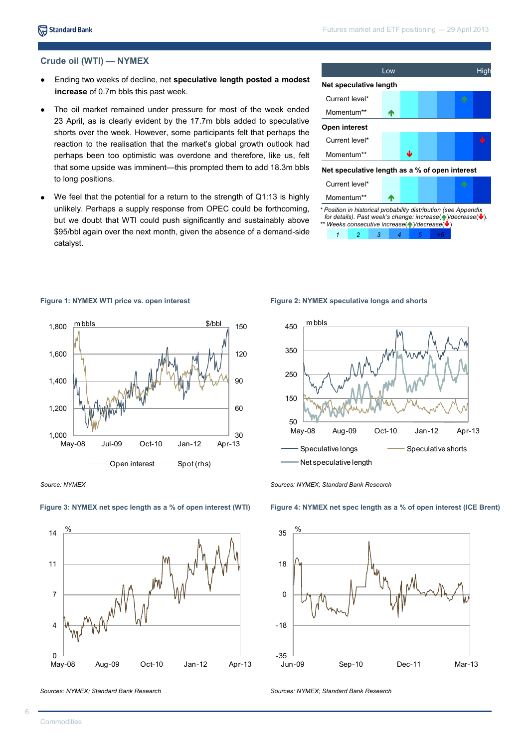## Crude oil (WTI) — NYMEX

- Ending two weeks of decline, net **speculative length posted a modest increase** of 0.7m bbls this past week.
- The oil market remained under pressure for most of the week ended 23 April, as is clearly evident by the 17.7m bbls added to speculative shorts over the week. However, some participants felt that perhaps the reaction to the realisation that the market's global growth outlook had perhaps been too optimistic was overdone and therefore, like us, felt that some upside was imminent—this prompted them to add 18.3m bbls to long positions.
- We feel that the potential for a return to the strength of Q1:13 is highly unlikely. Perhaps a supply response from OPEC could be forthcoming, but we doubt that WTI could push significantly and sustainably above $95/bbl again over the next month, given the absence of a demand-side catalyst.

| | Low | | | | | High |
|---|---|---|---|---|---|---|
| **Net speculative length** | | | | | | |
| Current level* | | | | | ↑ | |
| Momentum** | ↑ | | | | | |
| **Open interest** | | | | | | |
| Current level* | | | | | | ↓ |
| Momentum** | | ↓ | | | | |
| **Net speculative length as a % of open interest** | | | | | | |
| Current level* | | | | | ↑ | |
| Momentum** | ↑ | | | | | |

*\* Position in historical probability distribution (see Appendix for details). Past week's change: increase(↑)/decrease(↓).*
*\*\* Weeks consecutive increase(↑)/decrease(↓)*

| 1 | 2 | 3 | 4 | 5 | >5 |
|---|---|---|---|---|---|

**Figure 1: NYMEX WTI price vs. open interest**

*Source: NYMEX*

**Figure 2: NYMEX speculative longs and shorts**

*Sources: NYMEX; Standard Bank Research*

**Figure 3: NYMEX net spec length as a % of open interest (WTI)**

*Sources: NYMEX; Standard Bank Research*

**Figure 4: NYMEX net spec length as a % of open interest (ICE Brent)**

*Sources: NYMEX; Standard Bank Research*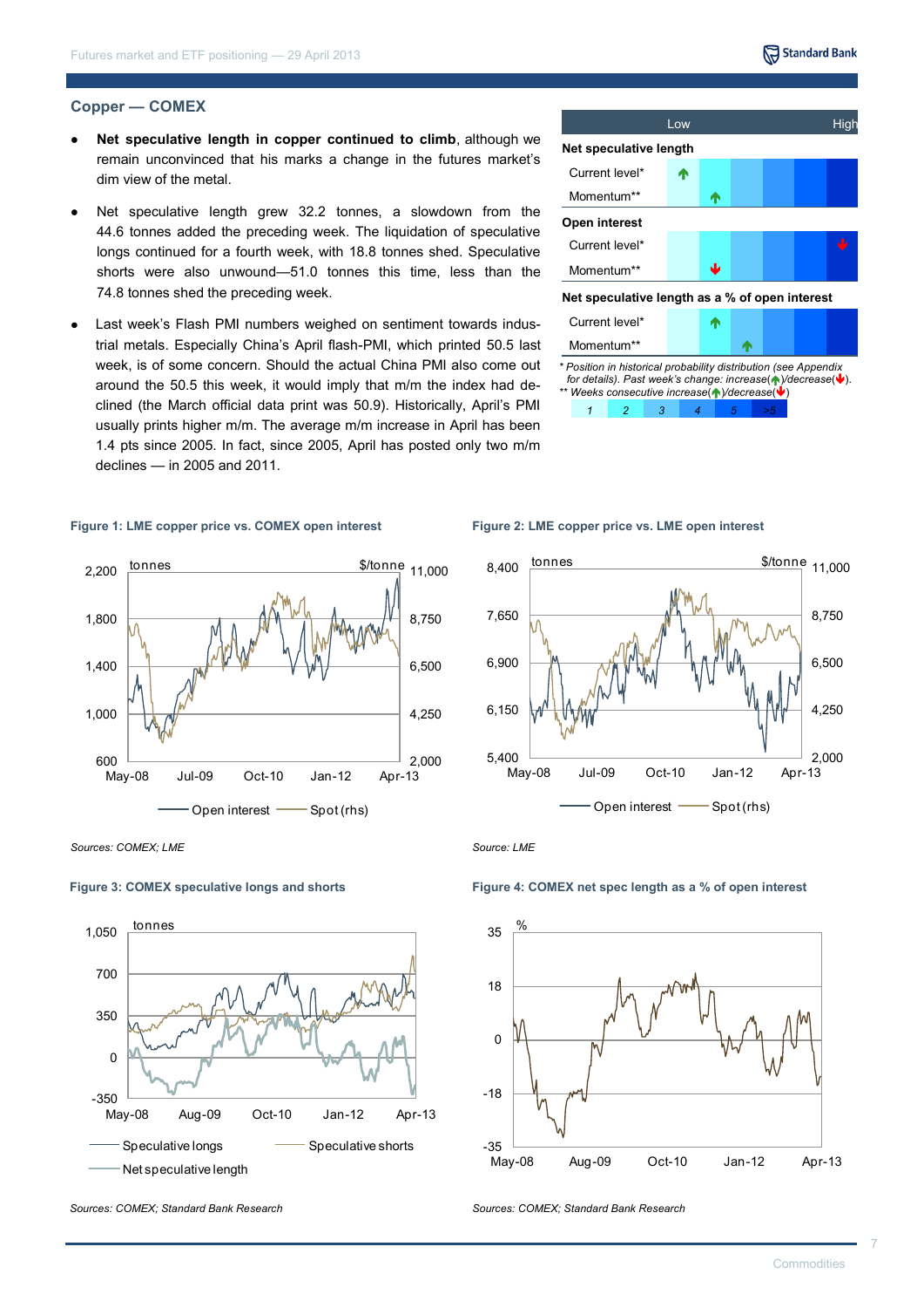## Copper — COMEX

- **Net speculative length in copper continued to climb**, although we remain unconvinced that his marks a change in the futures market's dim view of the metal.
- Net speculative length grew 32.2 tonnes, a slowdown from the 44.6 tonnes added the preceding week. The liquidation of speculative longs continued for a fourth week, with 18.8 tonnes shed. Speculative shorts were also unwound—51.0 tonnes this time, less than the 74.8 tonnes shed the preceding week.
- Last week's Flash PMI numbers weighed on sentiment towards industrial metals. Especially China's April flash-PMI, which printed 50.5 last week, is of some concern. Should the actual China PMI also come out around the 50.5 this week, it would imply that m/m the index had declined (the March official data print was 50.9). Historically, April's PMI usually prints higher m/m. The average m/m increase in April has been 1.4 pts since 2005. In fact, since 2005, April has posted only two m/m declines — in 2005 and 2011.

| | Low | | | | | High |
|---|---|---|---|---|---|---|
| **Net speculative length** | | | | | | |
| Current level* | ↑ | | | | | |
| Momentum** | | ↑ | | | | |
| **Open interest** | | | | | | |
| Current level* | | | | | | ↓ |
| Momentum** | | ↓ | | | | |
| **Net speculative length as a % of open interest** | | | | | | |
| Current level* | | ↑ | | | | |
| Momentum** | | | ↑ | | | |

*\* Position in historical probability distribution (see Appendix for details). Past week's change: increase(↑)/decrease(↓).*
*\*\* Weeks consecutive increase(↑)/decrease(↓)*

| 1 | 2 | 3 | 4 | 5 | >5 |
|---|---|---|---|---|---|

**Figure 1: LME copper price vs. COMEX open interest**

*Sources: COMEX; LME*

**Figure 2: LME copper price vs. LME open interest**

*Source: LME*

**Figure 3: COMEX speculative longs and shorts**

*Sources: COMEX; Standard Bank Research*

**Figure 4: COMEX net spec length as a % of open interest**

*Sources: COMEX; Standard Bank Research*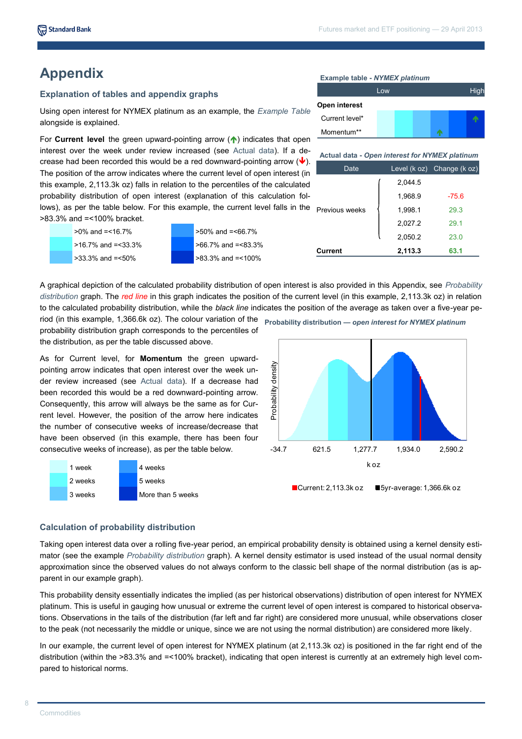# Appendix

## Explanation of tables and appendix graphs

Using open interest for NYMEX platinum as an example, the *Example Table* alongside is explained.

For **Current level** the green upward-pointing arrow (↑) indicates that open interest over the week under review increased (see Actual data). If a decrease had been recorded this would be a red downward-pointing arrow (↓). The position of the arrow indicates where the current level of open interest (in this example, 2,113.3k oz) falls in relation to the percentiles of the calculated probability distribution of open interest (explanation of this calculation follows), as per the table below. For this example, the current level falls in the >83.3% and =<100% bracket.

| | |
|---|---|
| >0% and =<16.7% | >50% and =<66.7% |
| >16.7% and =<33.3% | >66.7% and =<83.3% |
| >33.3% and =<50% | >83.3% and =<100% |

**Example table - *NYMEX platinum***

| | Low | | | | High |
|---|---|---|---|---|---|
| **Open interest** | | | | | |
| Current level* | | | | | ↑ |
| Momentum** | | | | ↑ | |

**Actual data - *Open interest for NYMEX platinum***

| Date | Level (k oz) | Change (k oz) |
|---|---|---|
| Previous weeks | 2,044.5 | |
| | 1,968.9 | -75.6 |
| | 1,998.1 | 29.3 |
| | 2,027.2 | 29.1 |
| | 2,050.2 | 23.0 |
| **Current** | **2,113.3** | **63.1** |

A graphical depiction of the calculated probability distribution of open interest is also provided in this Appendix, see *Probability distribution* graph. The *red line* in this graph indicates the position of the current level (in this example, 2,113.3k oz) in relation to the calculated probability distribution, while the *black line* indicates the position of the average as taken over a five-year period (in this example, 1,366.6k oz). The colour variation of the probability distribution graph corresponds to the percentiles of the distribution, as per the table discussed above.

As for Current level, for **Momentum** the green upward-pointing arrow indicates that open interest over the week under review increased (see Actual data). If a decrease had been recorded this would be a red downward-pointing arrow. Consequently, this arrow will always be the same as for Current level. However, the position of the arrow here indicates the number of consecutive weeks of increase/decrease that have been observed (in this example, there has been four consecutive weeks of increase), as per the table below.

| | |
|---|---|
| 1 week | 4 weeks |
| 2 weeks | 5 weeks |
| 3 weeks | More than 5 weeks |

**Probability distribution — *open interest for NYMEX platinum***

Probability density

-34.7 | 621.5 | 1,277.7 | 1,934.0 | 2,590.2

k oz

Current: 2,113.3k oz    5yr-average: 1,366.6k oz

## Calculation of probability distribution

Taking open interest data over a rolling five-year period, an empirical probability density is obtained using a kernel density estimator (see the example *Probability distribution* graph). A kernel density estimator is used instead of the usual normal density approximation since the observed values do not always conform to the classic bell shape of the normal distribution (as is apparent in our example graph).

This probability density essentially indicates the implied (as per historical observations) distribution of open interest for NYMEX platinum. This is useful in gauging how unusual or extreme the current level of open interest is compared to historical observations. Observations in the tails of the distribution (far left and far right) are considered more unusual, while observations closer to the peak (not necessarily the middle or unique, since we are not using the normal distribution) are considered more likely.

In our example, the current level of open interest for NYMEX platinum (at 2,113.3k oz) is positioned in the far right end of the distribution (within the >83.3% and =<100% bracket), indicating that open interest is currently at an extremely high level compared to historical norms.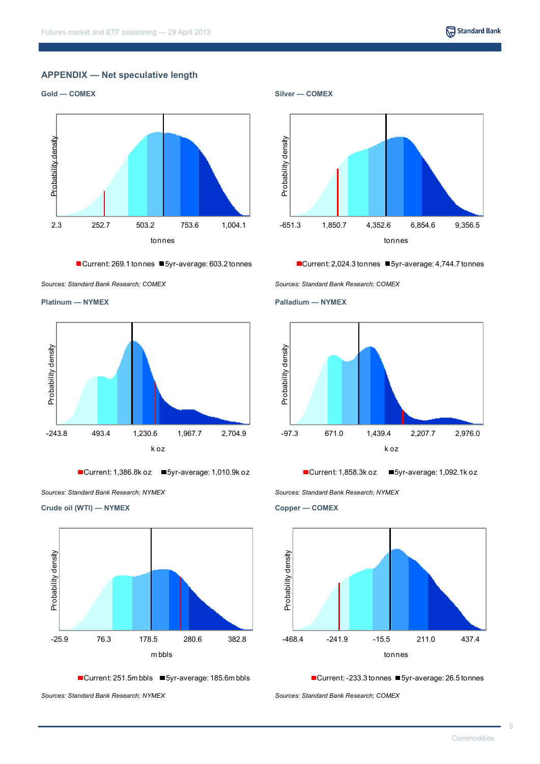## APPENDIX — Net speculative length

### Gold — COMEX

Probability density

2.3 252.7 503.2 753.6 1,004.1

tonnes

Current: 269.1 tonnes ■5yr-average: 603.2 tonnes

*Sources: Standard Bank Research; COMEX*

### Silver — COMEX

Probability density

-651.3 1,850.7 4,352.6 6,854.6 9,356.5

tonnes

Current: 2,024.3 tonnes ■5yr-average: 4,744.7 tonnes

*Sources: Standard Bank Research; COMEX*

### Platinum — NYMEX

Probability density

-243.8 493.4 1,230.6 1,967.7 2,704.9

k oz

Current: 1,386.8k oz ■5yr-average: 1,010.9k oz

*Sources: Standard Bank Research; NYMEX*

### Palladium — NYMEX

Probability density

-97.3 671.0 1,439.4 2,207.7 2,976.0

k oz

Current: 1,858.3k oz ■5yr-average: 1,092.1k oz

*Sources: Standard Bank Research; NYMEX*

### Crude oil (WTI) — NYMEX

Probability density

-25.9 76.3 178.5 280.6 382.8

m bbls

Current: 251.5m bbls ■5yr-average: 185.6m bbls

*Sources: Standard Bank Research; NYMEX*

### Copper — COMEX

Probability density

-468.4 -241.9 -15.5 211.0 437.4

tonnes

Current: -233.3 tonnes ■5yr-average: 26.5 tonnes

*Sources: Standard Bank Research; COMEX*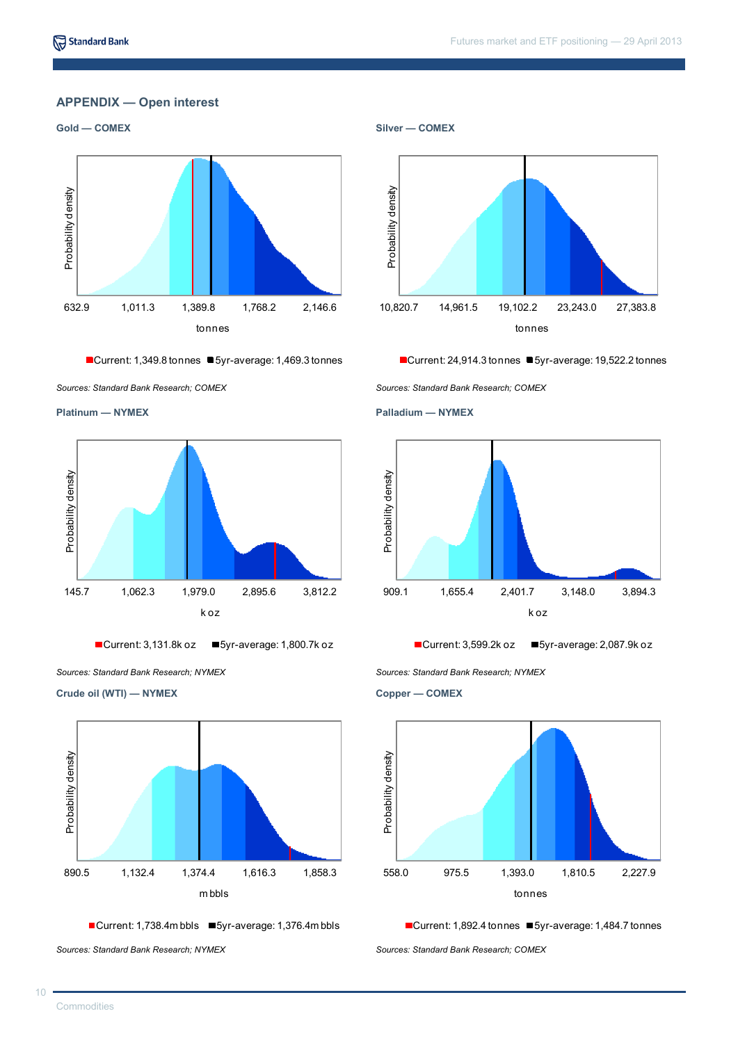## APPENDIX — Open interest

### Gold — COMEX

Probability density

632.9 | 1,011.3 | 1,389.8 | 1,768.2 | 2,146.6

tonnes

Current: 1,349.8 tonnes ■5yr-average: 1,469.3 tonnes

*Sources: Standard Bank Research; COMEX*

### Silver — COMEX

Probability density

10,820.7 | 14,961.5 | 19,102.2 | 23,243.0 | 27,383.8

tonnes

Current: 24,914.3 tonnes ■5yr-average: 19,522.2 tonnes

*Sources: Standard Bank Research; COMEX*

### Platinum — NYMEX

Probability density

145.7 | 1,062.3 | 1,979.0 | 2,895.6 | 3,812.2

k oz

Current: 3,131.8k oz ■5yr-average: 1,800.7k oz

*Sources: Standard Bank Research; NYMEX*

### Palladium — NYMEX

Probability density

909.1 | 1,655.4 | 2,401.7 | 3,148.0 | 3,894.3

k oz

Current: 3,599.2k oz ■5yr-average: 2,087.9k oz

*Sources: Standard Bank Research; NYMEX*

### Crude oil (WTI) — NYMEX

Probability density

890.5 | 1,132.4 | 1,374.4 | 1,616.3 | 1,858.3

m bbls

Current: 1,738.4m bbls ■5yr-average: 1,376.4m bbls

*Sources: Standard Bank Research; NYMEX*

### Copper — COMEX

Probability density

558.0 | 975.5 | 1,393.0 | 1,810.5 | 2,227.9

tonnes

Current: 1,892.4 tonnes ■5yr-average: 1,484.7 tonnes

*Sources: Standard Bank Research; COMEX*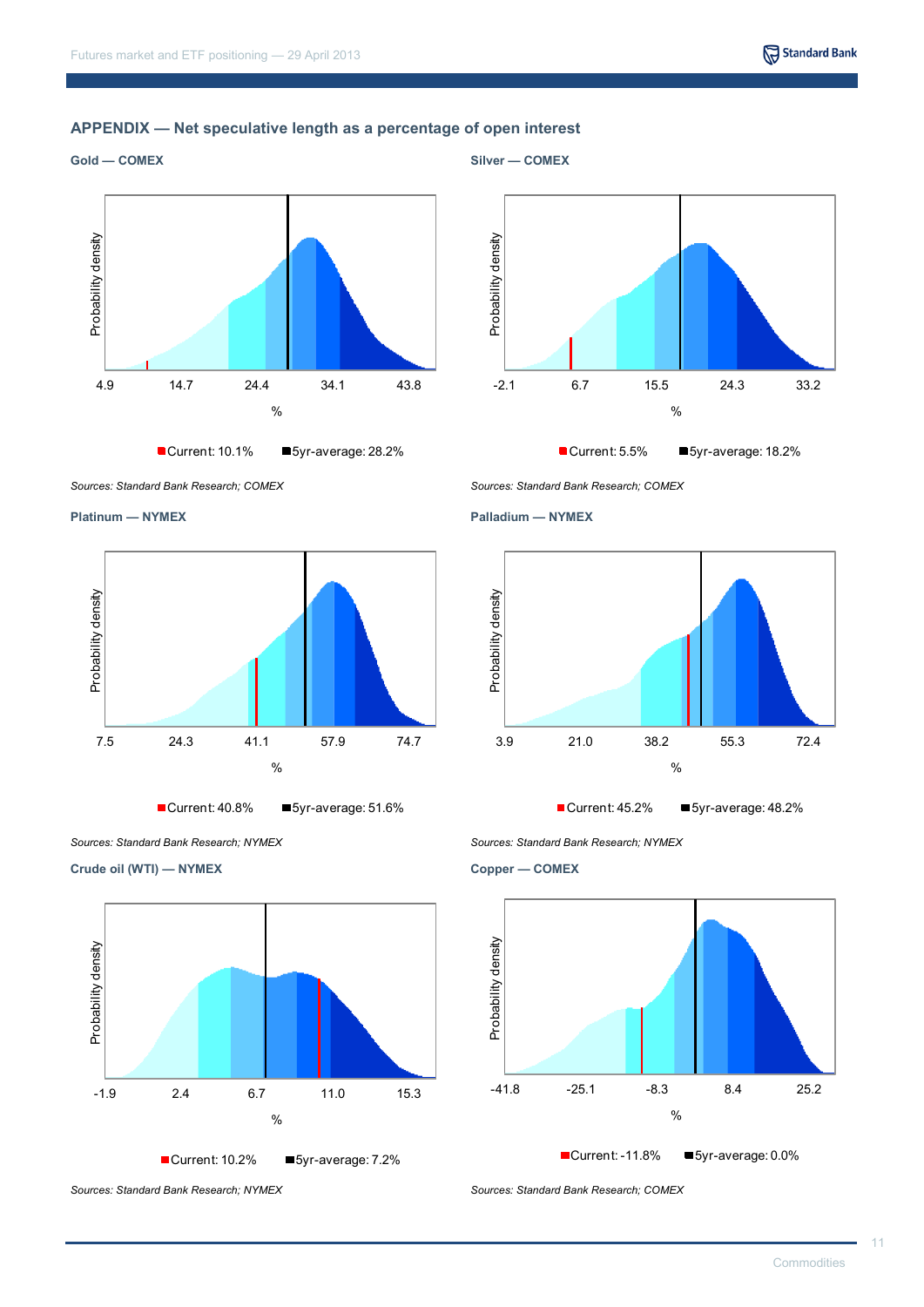## APPENDIX — Net speculative length as a percentage of open interest

### Gold — COMEX

Probability density

4.9 | 14.7 | 24.4 | 34.1 | 43.8

%

Current: 10.1% ■5yr-average: 28.2%

*Sources: Standard Bank Research; COMEX*

### Silver — COMEX

Probability density

-2.1 | 6.7 | 15.5 | 24.3 | 33.2

%

Current: 5.5% ■5yr-average: 18.2%

*Sources: Standard Bank Research; COMEX*

### Platinum — NYMEX

Probability density

7.5 | 24.3 | 41.1 | 57.9 | 74.7

%

Current: 40.8% ■5yr-average: 51.6%

*Sources: Standard Bank Research; NYMEX*

### Palladium — NYMEX

Probability density

3.9 | 21.0 | 38.2 | 55.3 | 72.4

%

Current: 45.2% ■5yr-average: 48.2%

*Sources: Standard Bank Research; NYMEX*

### Crude oil (WTI) — NYMEX

Probability density

-1.9 | 2.4 | 6.7 | 11.0 | 15.3

%

Current: 10.2% ■5yr-average: 7.2%

*Sources: Standard Bank Research; NYMEX*

### Copper — COMEX

Probability density

-41.8 | -25.1 | -8.3 | 8.4 | 25.2

%

Current: -11.8% ■5yr-average: 0.0%

*Sources: Standard Bank Research; COMEX*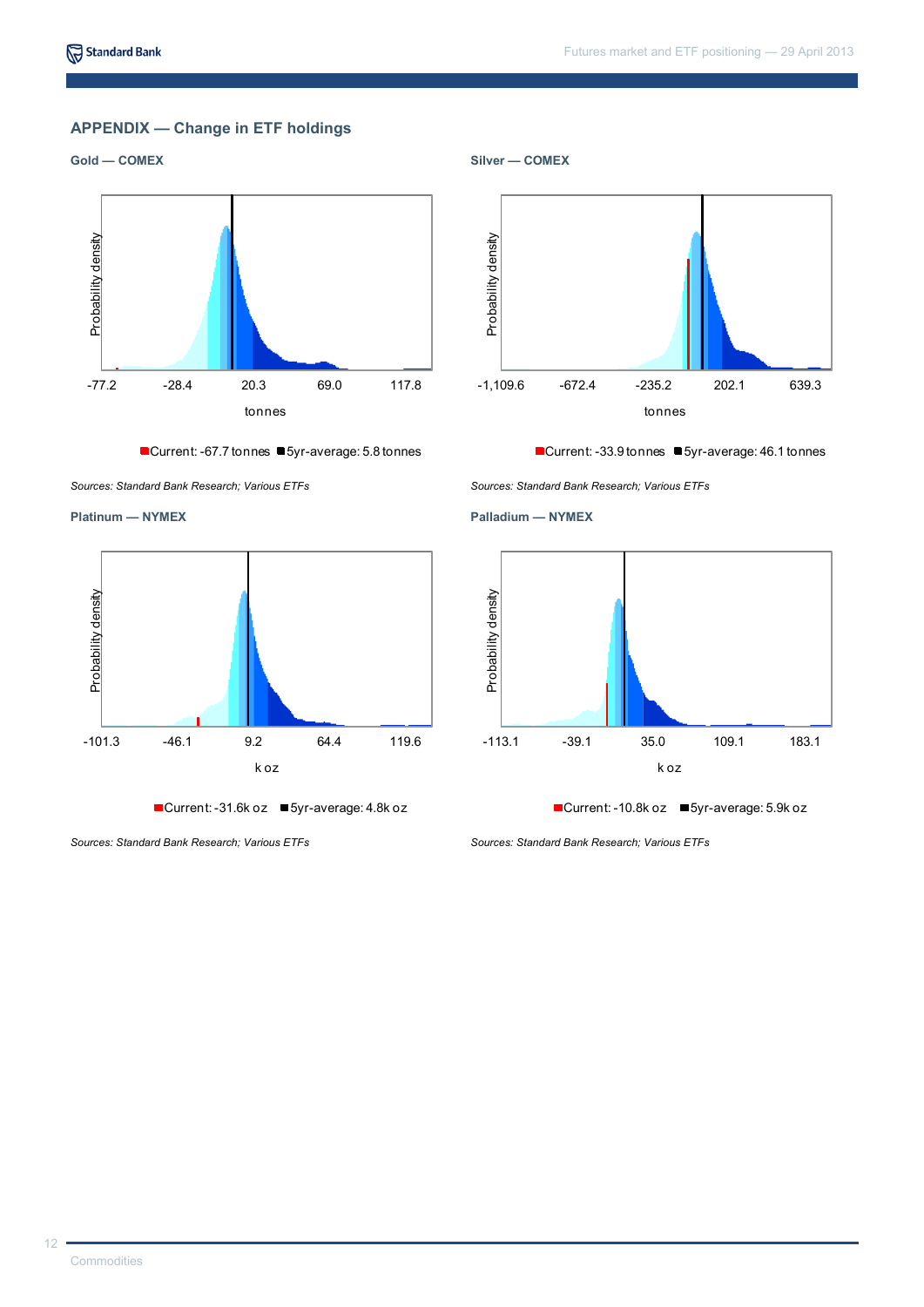## APPENDIX — Change in ETF holdings

### Gold — COMEX

Probability density

-77.2 | -28.4 | 20.3 | 69.0 | 117.8

tonnes

Current: -67.7 tonnes ■5yr-average: 5.8 tonnes

*Sources: Standard Bank Research; Various ETFs*

### Silver — COMEX

Probability density

-1,109.6 | -672.4 | -235.2 | 202.1 | 639.3

tonnes

Current: -33.9 tonnes ■5yr-average: 46.1 tonnes

*Sources: Standard Bank Research; Various ETFs*

### Platinum — NYMEX

Probability density

-101.3 | -46.1 | 9.2 | 64.4 | 119.6

k oz

Current: -31.6k oz ■5yr-average: 4.8k oz

*Sources: Standard Bank Research; Various ETFs*

### Palladium — NYMEX

Probability density

-113.1 | -39.1 | 35.0 | 109.1 | 183.1

k oz

Current: -10.8k oz ■5yr-average: 5.9k oz

*Sources: Standard Bank Research; Various ETFs*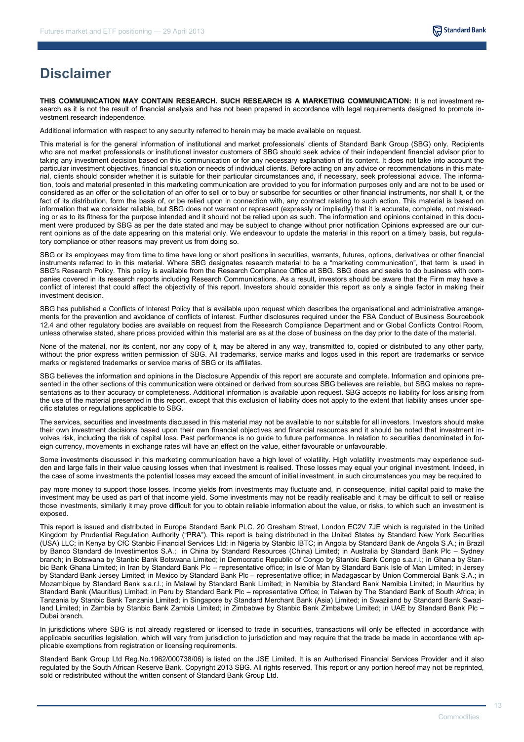# Disclaimer

**THIS COMMUNICATION MAY CONTAIN RESEARCH. SUCH RESEARCH IS A MARKETING COMMUNICATION:** It is not investment research as it is not the result of financial analysis and has not been prepared in accordance with legal requirements designed to promote investment research independence.

Additional information with respect to any security referred to herein may be made available on request.

This material is for the general information of institutional and market professionals' clients of Standard Bank Group (SBG) only. Recipients who are not market professionals or institutional investor customers of SBG should seek advice of their independent financial advisor prior to taking any investment decision based on this communication or for any necessary explanation of its content. It does not take into account the particular investment objectives, financial situation or needs of individual clients. Before acting on any advice or recommendations in this material, clients should consider whether it is suitable for their particular circumstances and, if necessary, seek professional advice. The information, tools and material presented in this marketing communication are provided to you for information purposes only and are not to be used or considered as an offer or the solicitation of an offer to sell or to buy or subscribe for securities or other financial instruments, nor shall it, or the fact of its distribution, form the basis of, or be relied upon in connection with, any contract relating to such action. This material is based on information that we consider reliable, but SBG does not warrant or represent (expressly or impliedly) that it is accurate, complete, not misleading or as to its fitness for the purpose intended and it should not be relied upon as such. The information and opinions contained in this document were produced by SBG as per the date stated and may be subject to change without prior notification Opinions expressed are our current opinions as of the date appearing on this material only. We endeavour to update the material in this report on a timely basis, but regulatory compliance or other reasons may prevent us from doing so.

SBG or its employees may from time to time have long or short positions in securities, warrants, futures, options, derivatives or other financial instruments referred to in this material. Where SBG designates research material to be a "marketing communication", that term is used in SBG's Research Policy. This policy is available from the Research Compliance Office at SBG. SBG does and seeks to do business with companies covered in its research reports including Research Communications. As a result, investors should be aware that the Firm may have a conflict of interest that could affect the objectivity of this report. Investors should consider this report as only a single factor in making their investment decision.

SBG has published a Conflicts of Interest Policy that is available upon request which describes the organisational and administrative arrangements for the prevention and avoidance of conflicts of interest. Further disclosures required under the FSA Conduct of Business Sourcebook 12.4 and other regulatory bodies are available on request from the Research Compliance Department and or Global Conflicts Control Room, unless otherwise stated, share prices provided within this material are as at the close of business on the day prior to the date of the material.

None of the material, nor its content, nor any copy of it, may be altered in any way, transmitted to, copied or distributed to any other party, without the prior express written permission of SBG. All trademarks, service marks and logos used in this report are trademarks or service marks or registered trademarks or service marks of SBG or its affiliates.

SBG believes the information and opinions in the Disclosure Appendix of this report are accurate and complete. Information and opinions presented in the other sections of this communication were obtained or derived from sources SBG believes are reliable, but SBG makes no representations as to their accuracy or completeness. Additional information is available upon request. SBG accepts no liability for loss arising from the use of the material presented in this report, except that this exclusion of liability does not apply to the extent that liability arises under specific statutes or regulations applicable to SBG.

The services, securities and investments discussed in this material may not be available to nor suitable for all investors. Investors should make their own investment decisions based upon their own financial objectives and financial resources and it should be noted that investment involves risk, including the risk of capital loss. Past performance is no guide to future performance. In relation to securities denominated in foreign currency, movements in exchange rates will have an effect on the value, either favourable or unfavourable.

Some investments discussed in this marketing communication have a high level of volatility. High volatility investments may experience sudden and large falls in their value causing losses when that investment is realised. Those losses may equal your original investment. Indeed, in the case of some investments the potential losses may exceed the amount of initial investment, in such circumstances you may be required to pay more money to support those losses. Income yields from investments may fluctuate and, in consequence, initial capital paid to make the investment may be used as part of that income yield. Some investments may not be readily realisable and it may be difficult to sell or realise those investments, similarly it may prove difficult for you to obtain reliable information about the value, or risks, to which such an investment is exposed.

This report is issued and distributed in Europe Standard Bank PLC. 20 Gresham Street, London EC2V 7JE which is regulated in the United Kingdom by Prudential Regulation Authority ("PRA"). This report is being distributed in the United States by Standard New York Securities (USA) LLC; in Kenya by CfC Stanbic Financial Services Ltd; in Nigeria by Stanbic IBTC; in Angola by Standard Bank de Angola S.A.; in Brazil by Banco Standard de Investimentos S.A.; in China by Standard Resources (China) Limited; in Australia by Standard Bank Plc – Sydney branch; in Botswana by Stanbic Bank Botswana Limited; in Democratic Republic of Congo by Stanbic Bank Congo s.a.r.l.; in Ghana by Stanbic Bank Ghana Limited; in Iran by Standard Bank Plc – representative office; in Isle of Man by Standard Bank Isle of Man Limited; in Jersey by Standard Bank Jersey Limited; in Mexico by Standard Bank Plc – representative office; in Madagascar by Union Commercial Bank S.A.; in Mozambique by Standard Bank s.a.r.l.; in Malawi by Standard Bank Limited; in Namibia by Standard Bank Namibia Limited; in Mauritius by Standard Bank (Mauritius) Limited; in Peru by Standard Bank Plc – representative Office; in Taiwan by The Standard Bank of South Africa; in Tanzania by Stanbic Bank Tanzania Limited; in Singapore by Standard Merchant Bank (Asia) Limited; in Swaziland by Standard Bank Swaziland Limited; in Zambia by Stanbic Bank Zambia Limited; in Zimbabwe by Stanbic Bank Zimbabwe Limited; in UAE by Standard Bank Plc – Dubai branch.

In jurisdictions where SBG is not already registered or licensed to trade in securities, transactions will only be effected in accordance with applicable securities legislation, which will vary from jurisdiction to jurisdiction and may require that the trade be made in accordance with applicable exemptions from registration or licensing requirements.

Standard Bank Group Ltd Reg.No.1962/000738/06) is listed on the JSE Limited. It is an Authorised Financial Services Provider and it also regulated by the South African Reserve Bank. Copyright 2013 SBG. All rights reserved. This report or any portion hereof may not be reprinted, sold or redistributed without the written consent of Standard Bank Group Ltd.